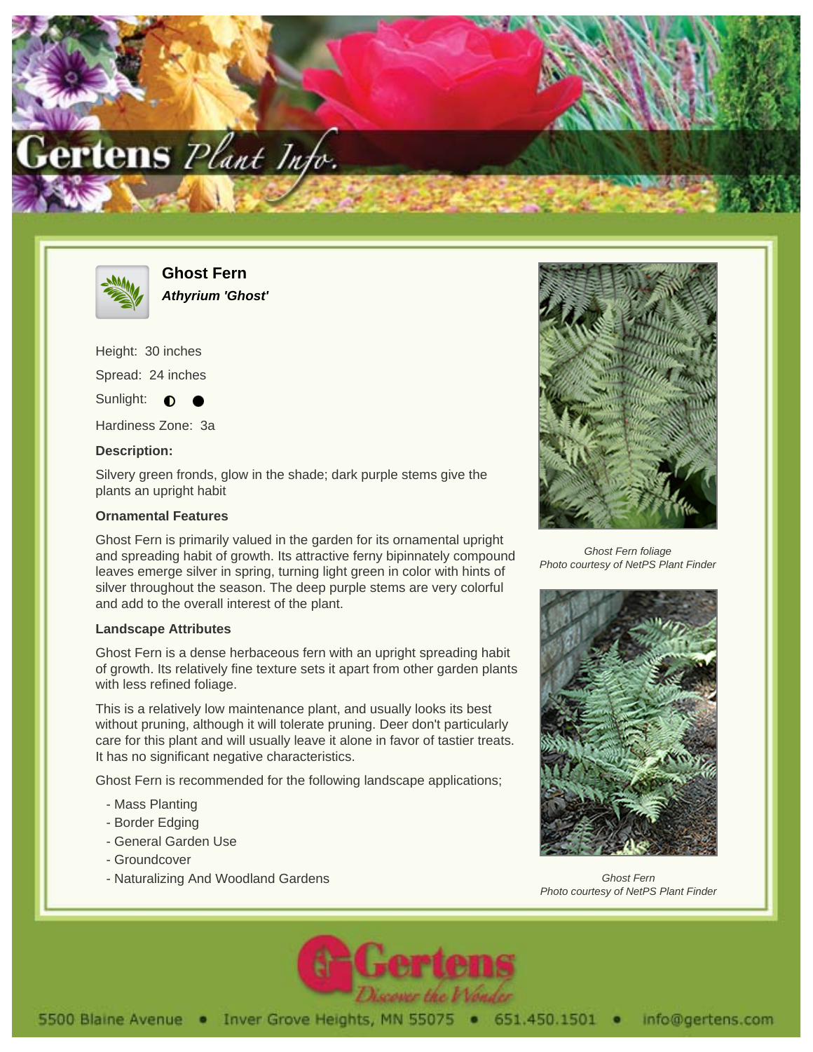# Ghost Fern

***Athyrium 'Ghost'***

Height: 30 inches

Spread: 24 inches

Sunlight: ◐ ●

Hardiness Zone: 3a

**Description:**

Silvery green fronds, glow in the shade; dark purple stems give the plants an upright habit

**Ornamental Features**

Ghost Fern is primarily valued in the garden for its ornamental upright and spreading habit of growth. Its attractive ferny bipinnately compound leaves emerge silver in spring, turning light green in color with hints of silver throughout the season. The deep purple stems are very colorful and add to the overall interest of the plant.

**Landscape Attributes**

Ghost Fern is a dense herbaceous fern with an upright spreading habit of growth. Its relatively fine texture sets it apart from other garden plants with less refined foliage.

This is a relatively low maintenance plant, and usually looks its best without pruning, although it will tolerate pruning. Deer don't particularly care for this plant and will usually leave it alone in favor of tastier treats. It has no significant negative characteristics.

Ghost Fern is recommended for the following landscape applications;

- Mass Planting
- Border Edging
- General Garden Use
- Groundcover
- Naturalizing And Woodland Gardens

*Ghost Fern foliage*
*Photo courtesy of NetPS Plant Finder*

*Ghost Fern*
*Photo courtesy of NetPS Plant Finder*

Gertens — Discover the Wonder

5500 Blaine Avenue • Inver Grove Heights, MN 55075 • 651.450.1501 • info@gertens.com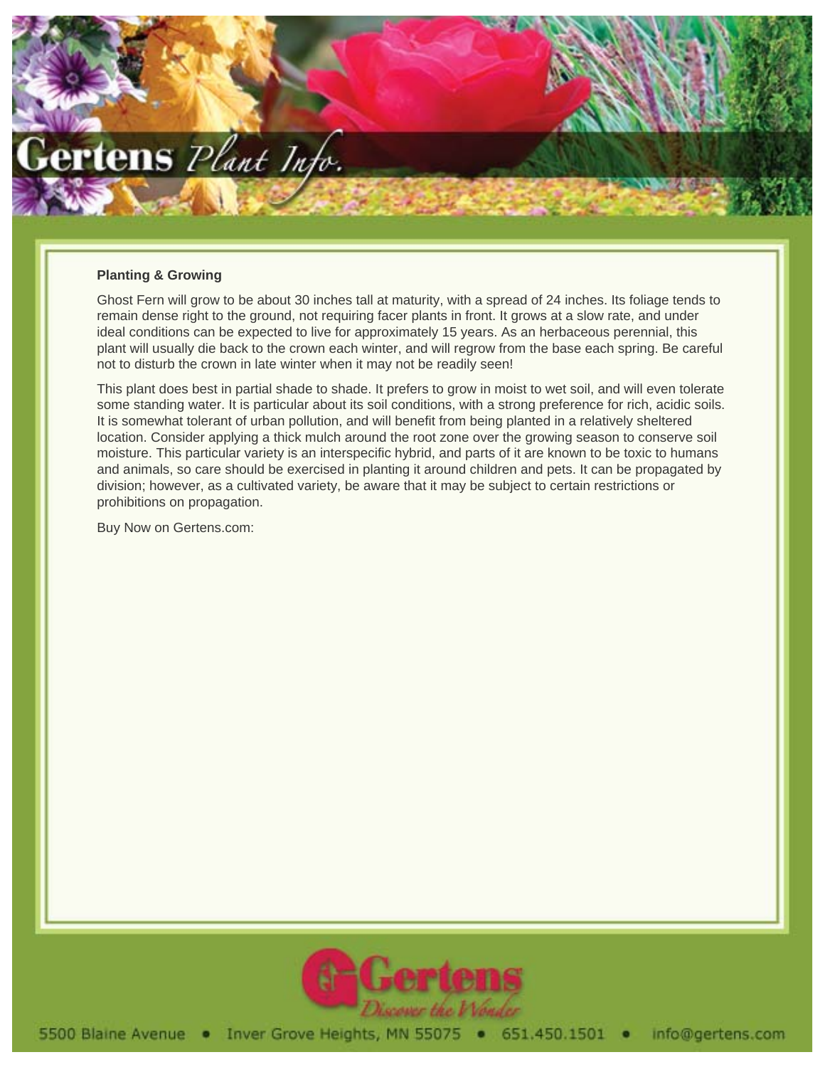### Planting & Growing

Ghost Fern will grow to be about 30 inches tall at maturity, with a spread of 24 inches. Its foliage tends to remain dense right to the ground, not requiring facer plants in front. It grows at a slow rate, and under ideal conditions can be expected to live for approximately 15 years. As an herbaceous perennial, this plant will usually die back to the crown each winter, and will regrow from the base each spring. Be careful not to disturb the crown in late winter when it may not be readily seen!

This plant does best in partial shade to shade. It prefers to grow in moist to wet soil, and will even tolerate some standing water. It is particular about its soil conditions, with a strong preference for rich, acidic soils. It is somewhat tolerant of urban pollution, and will benefit from being planted in a relatively sheltered location. Consider applying a thick mulch around the root zone over the growing season to conserve soil moisture. This particular variety is an interspecific hybrid, and parts of it are known to be toxic to humans and animals, so care should be exercised in planting it around children and pets. It can be propagated by division; however, as a cultivated variety, be aware that it may be subject to certain restrictions or prohibitions on propagation.

Buy Now on Gertens.com: